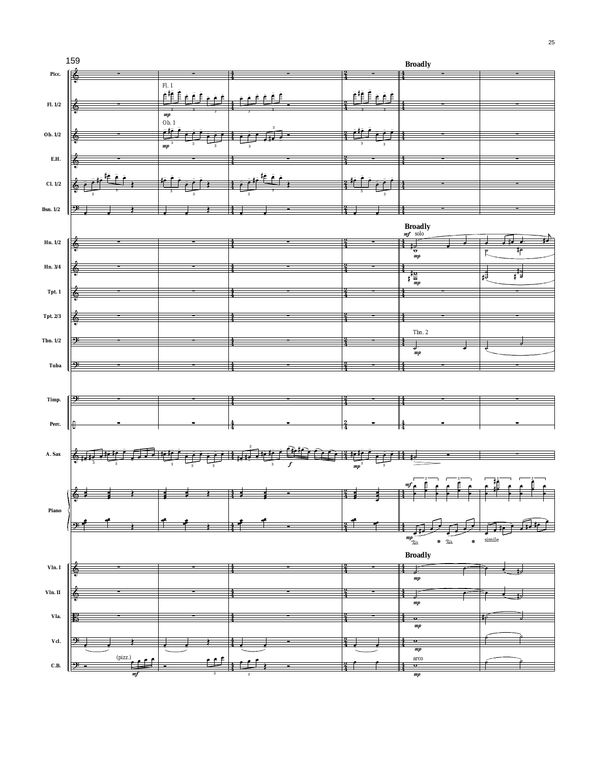159

**Broadly**

Picc.

Fl. 1/2 — Fl. 1 — *mp*

Ob. 1/2 — Ob. 1 — *mp*

E.H.

Cl. 1/2

Bsn. 1/2

**Broadly**

Hn. 1/2 — *mf* solo — *mp*

Hn. 3/4 — *mp*

Tpt. 1

Tpt. 2/3

Tbn. 1/2 — Tbn. 2 — *mp*

Tuba

Timp.

Perc.

A. Sax — *f* — *mp*

Piano — *mf* — *mp* — simile

**Broadly**

Vln. I — *mp*

Vln. II — *mp*

Vla. — *mp*

Vcl. — *mp*

C.B. — (pizz.) — *mf* — arco — *mp*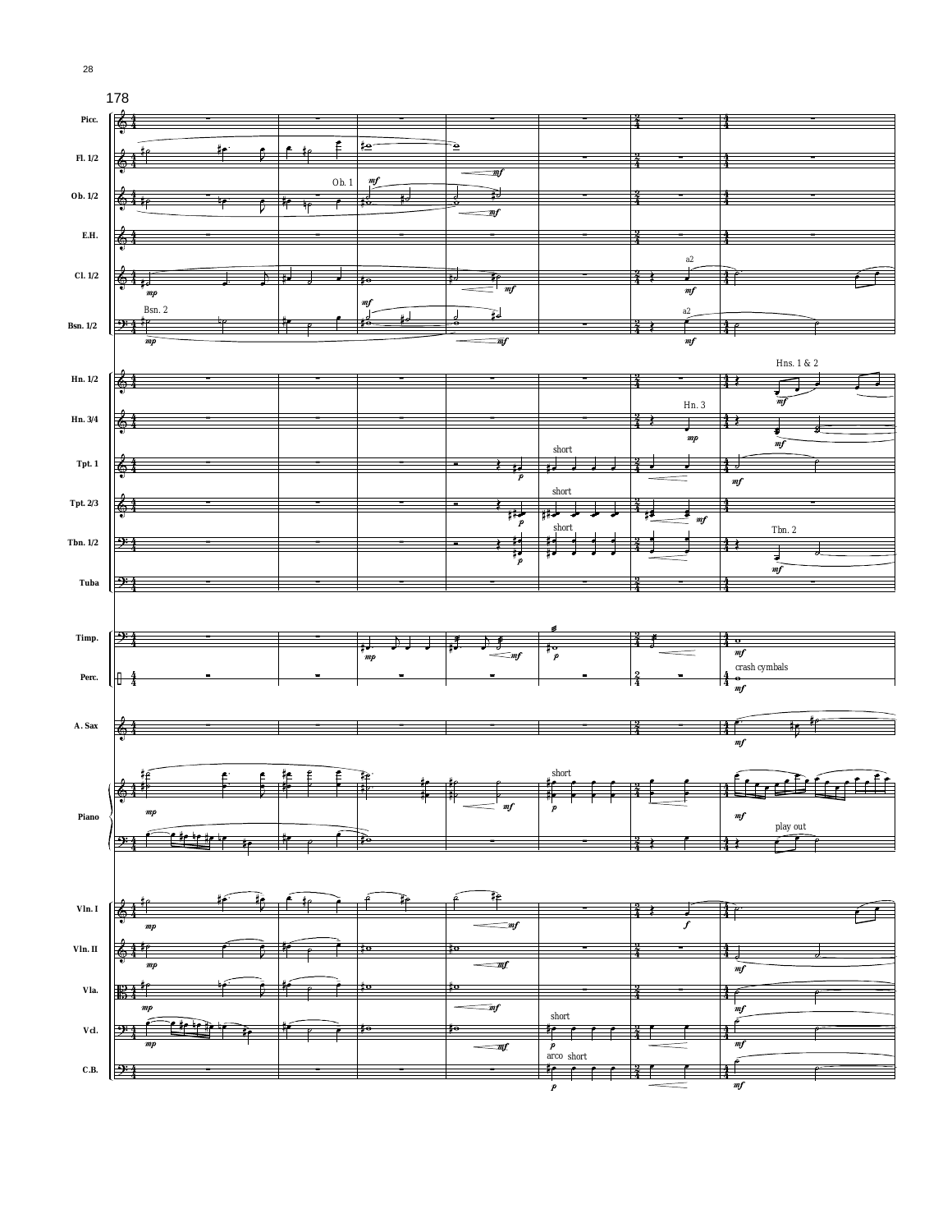178

Picc.
Fl. 1/2
Ob. 1/2
E.H.
Cl. 1/2
Bsn. 1/2
Hn. 1/2
Hn. 3/4
Tpt. 1
Tpt. 2/3
Tbn. 1/2
Tuba
Timp.
Perc.
A. Sax
Piano
Vln. I
Vln. II
Vla.
Vcl.
C.B.

Ob. 1

a2

Bsn. 2

Hns. 1 & 2

Hn. 3

short

Tbn. 2

crash cymbals

play out

arco short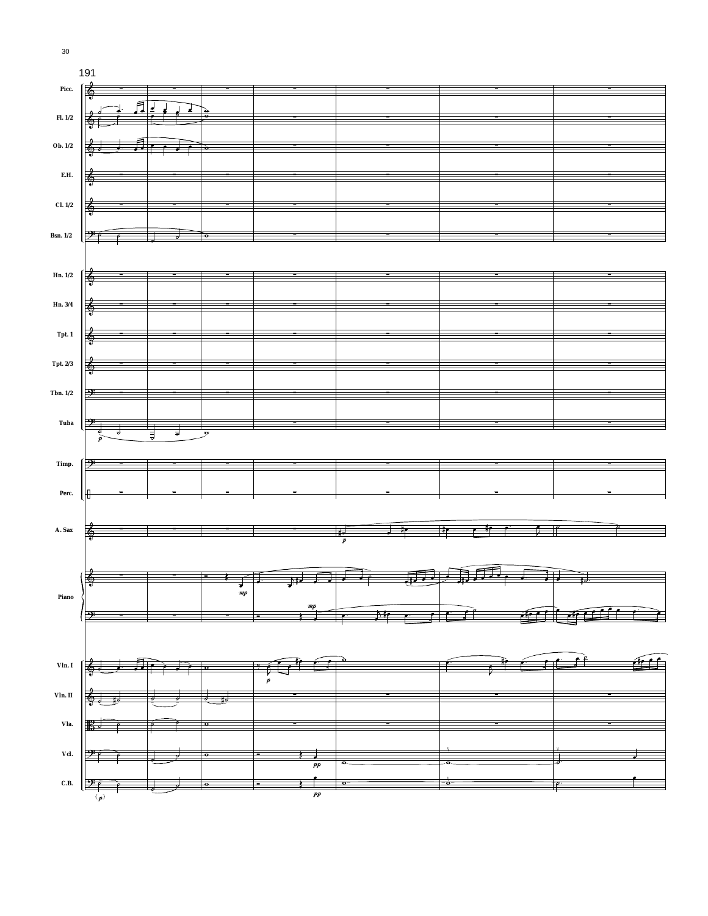191

Picc.

Fl. 1/2

Ob. 1/2

E.H.

Cl. 1/2

Bsn. 1/2

Hn. 1/2

Hn. 3/4

Tpt. 1

Tpt. 2/3

Tbn. 1/2

Tuba

Timp.

Perc.

A. Sax

Piano

Vln. I

Vln. II

Vla.

Vcl.

C.B.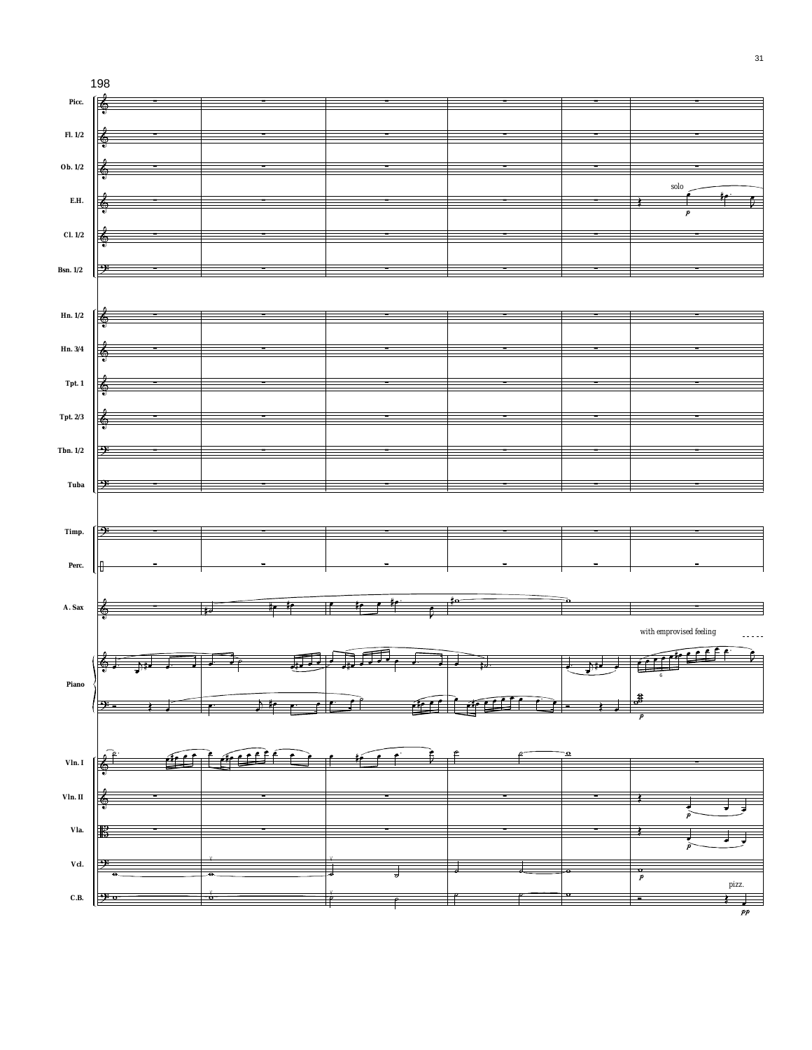198

Picc.

Fl. 1/2

Ob. 1/2

E.H. — solo, *p*

Cl. 1/2

Bsn. 1/2

Hn. 1/2

Hn. 3/4

Tpt. 1

Tpt. 2/3

Tbn. 1/2

Tuba

Timp.

Perc.

A. Sax

Piano — with emprovised feeling, 6, *p*

Vln. I

Vln. II — *p*

Vla. — *p*

Vcl. — *p*

C.B. — pizz., *pp*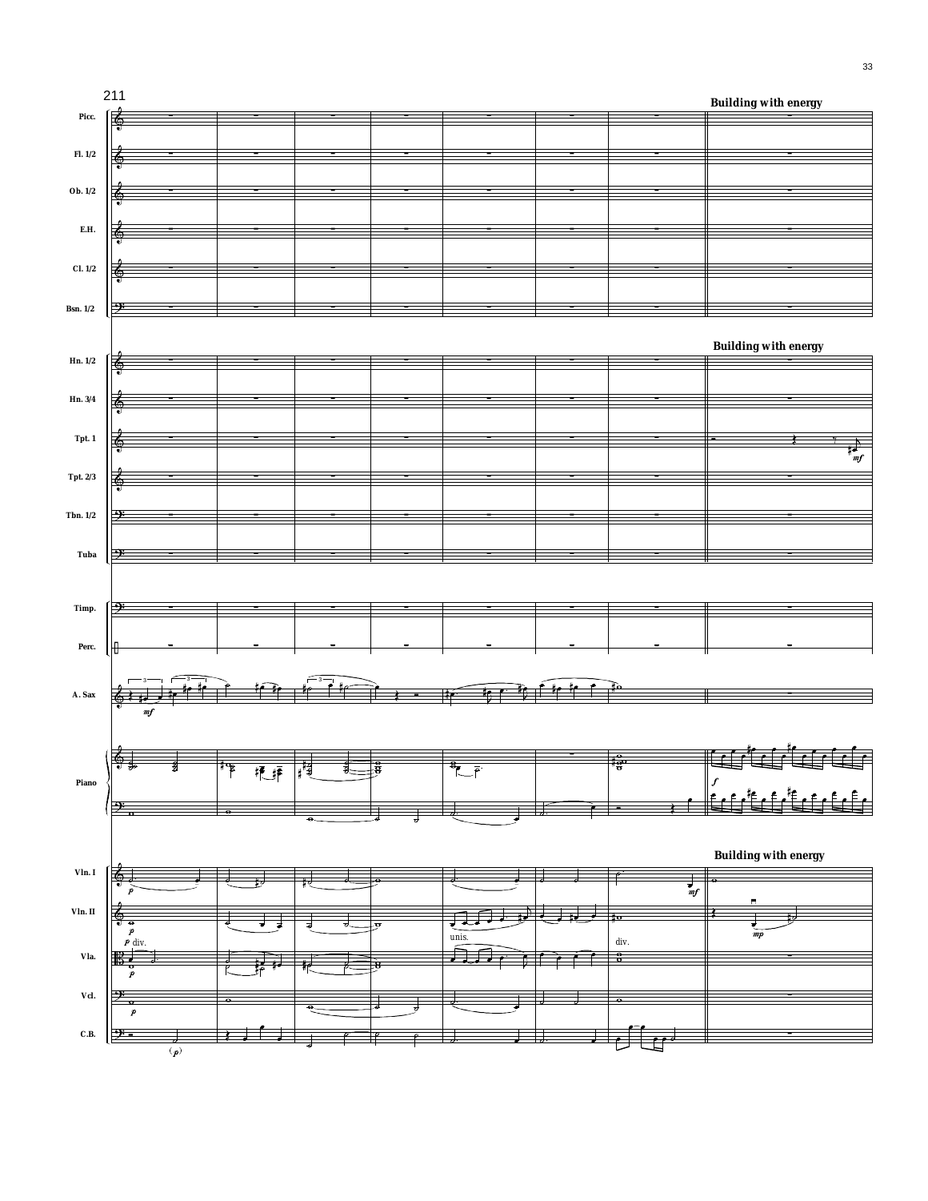211

Building with energy

Picc.

Fl. 1/2

Ob. 1/2

E.H.

Cl. 1/2

Bsn. 1/2

Building with energy

Hn. 1/2

Hn. 3/4

Tpt. 1

Tpt. 2/3

Tbn. 1/2

Tuba

Timp.

Perc.

A. Sax

Piano

Building with energy

Vln. I

Vln. II

Vla.

Vcl.

C.B.